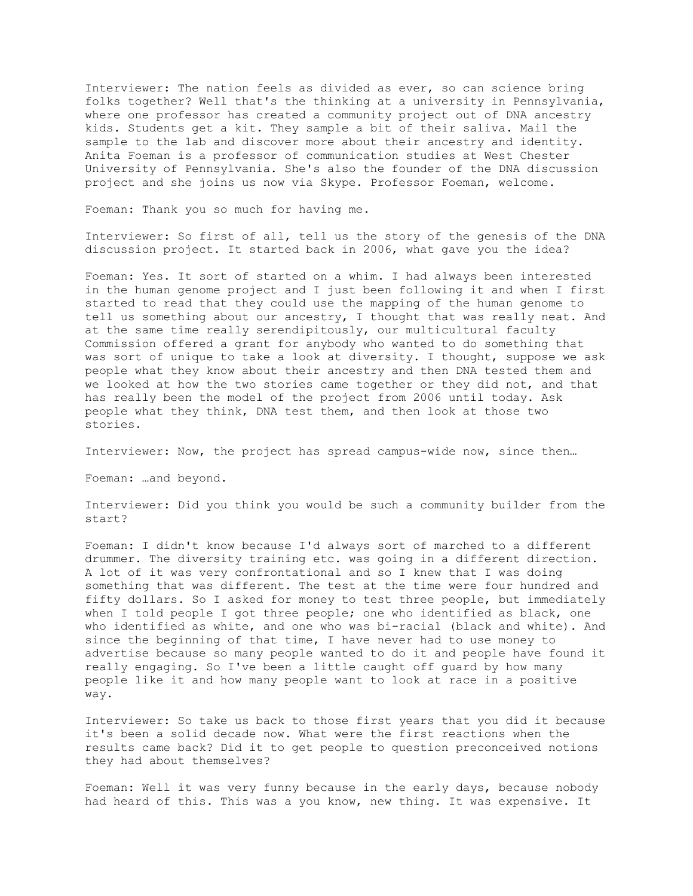Interviewer: The nation feels as divided as ever, so can science bring folks together? Well that's the thinking at a university in Pennsylvania, where one professor has created a community project out of DNA ancestry kids. Students get a kit. They sample a bit of their saliva. Mail the sample to the lab and discover more about their ancestry and identity. Anita Foeman is a professor of communication studies at West Chester University of Pennsylvania. She's also the founder of the DNA discussion project and she joins us now via Skype. Professor Foeman, welcome.

Foeman: Thank you so much for having me.

Interviewer: So first of all, tell us the story of the genesis of the DNA discussion project. It started back in 2006, what gave you the idea?

Foeman: Yes. It sort of started on a whim. I had always been interested in the human genome project and I just been following it and when I first started to read that they could use the mapping of the human genome to tell us something about our ancestry, I thought that was really neat. And at the same time really serendipitously, our multicultural faculty Commission offered a grant for anybody who wanted to do something that was sort of unique to take a look at diversity. I thought, suppose we ask people what they know about their ancestry and then DNA tested them and we looked at how the two stories came together or they did not, and that has really been the model of the project from 2006 until today. Ask people what they think, DNA test them, and then look at those two stories.

Interviewer: Now, the project has spread campus-wide now, since then…

Foeman: …and beyond.

Interviewer: Did you think you would be such a community builder from the start?

Foeman: I didn't know because I'd always sort of marched to a different drummer. The diversity training etc. was going in a different direction. A lot of it was very confrontational and so I knew that I was doing something that was different. The test at the time were four hundred and fifty dollars. So I asked for money to test three people, but immediately when I told people I got three people; one who identified as black, one who identified as white, and one who was bi-racial (black and white). And since the beginning of that time, I have never had to use money to advertise because so many people wanted to do it and people have found it really engaging. So I've been a little caught off guard by how many people like it and how many people want to look at race in a positive way.

Interviewer: So take us back to those first years that you did it because it's been a solid decade now. What were the first reactions when the results came back? Did it to get people to question preconceived notions they had about themselves?

Foeman: Well it was very funny because in the early days, because nobody had heard of this. This was a you know, new thing. It was expensive. It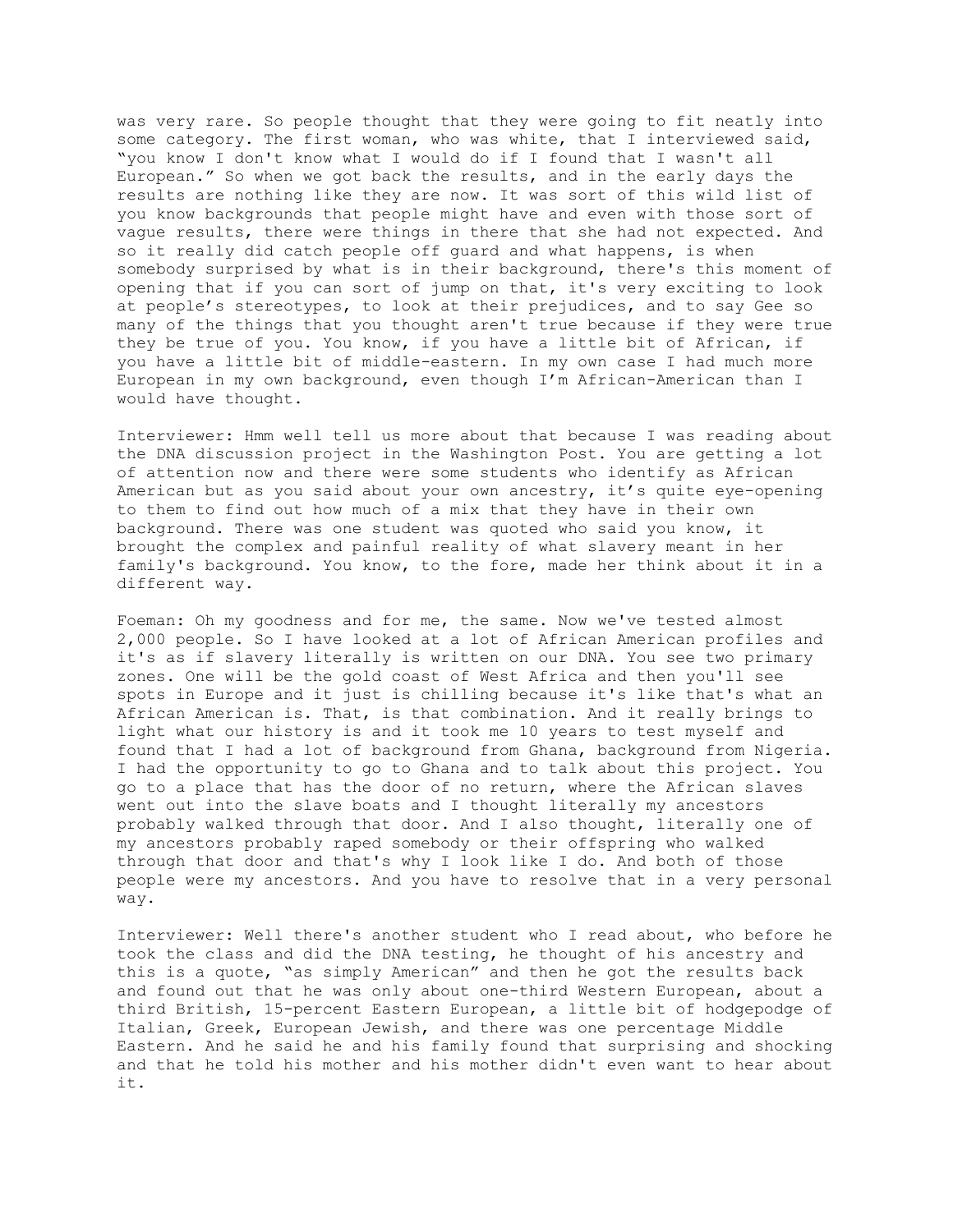was very rare. So people thought that they were going to fit neatly into some category. The first woman, who was white, that I interviewed said, "you know I don't know what I would do if I found that I wasn't all European." So when we got back the results, and in the early days the results are nothing like they are now. It was sort of this wild list of you know backgrounds that people might have and even with those sort of vague results, there were things in there that she had not expected. And so it really did catch people off guard and what happens, is when somebody surprised by what is in their background, there's this moment of opening that if you can sort of jump on that, it's very exciting to look at people's stereotypes, to look at their prejudices, and to say Gee so many of the things that you thought aren't true because if they were true they be true of you. You know, if you have a little bit of African, if you have a little bit of middle-eastern. In my own case I had much more European in my own background, even though I'm African-American than I would have thought.

Interviewer: Hmm well tell us more about that because I was reading about the DNA discussion project in the Washington Post. You are getting a lot of attention now and there were some students who identify as African American but as you said about your own ancestry, it's quite eye-opening to them to find out how much of a mix that they have in their own background. There was one student was quoted who said you know, it brought the complex and painful reality of what slavery meant in her family's background. You know, to the fore, made her think about it in a different way.

Foeman: Oh my goodness and for me, the same. Now we've tested almost 2,000 people. So I have looked at a lot of African American profiles and it's as if slavery literally is written on our DNA. You see two primary zones. One will be the gold coast of West Africa and then you'll see spots in Europe and it just is chilling because it's like that's what an African American is. That, is that combination. And it really brings to light what our history is and it took me 10 years to test myself and found that I had a lot of background from Ghana, background from Nigeria. I had the opportunity to go to Ghana and to talk about this project. You go to a place that has the door of no return, where the African slaves went out into the slave boats and I thought literally my ancestors probably walked through that door. And I also thought, literally one of my ancestors probably raped somebody or their offspring who walked through that door and that's why I look like I do. And both of those people were my ancestors. And you have to resolve that in a very personal way.

Interviewer: Well there's another student who I read about, who before he took the class and did the DNA testing, he thought of his ancestry and this is a quote, "as simply American" and then he got the results back and found out that he was only about one-third Western European, about a third British, 15-percent Eastern European, a little bit of hodgepodge of Italian, Greek, European Jewish, and there was one percentage Middle Eastern. And he said he and his family found that surprising and shocking and that he told his mother and his mother didn't even want to hear about it.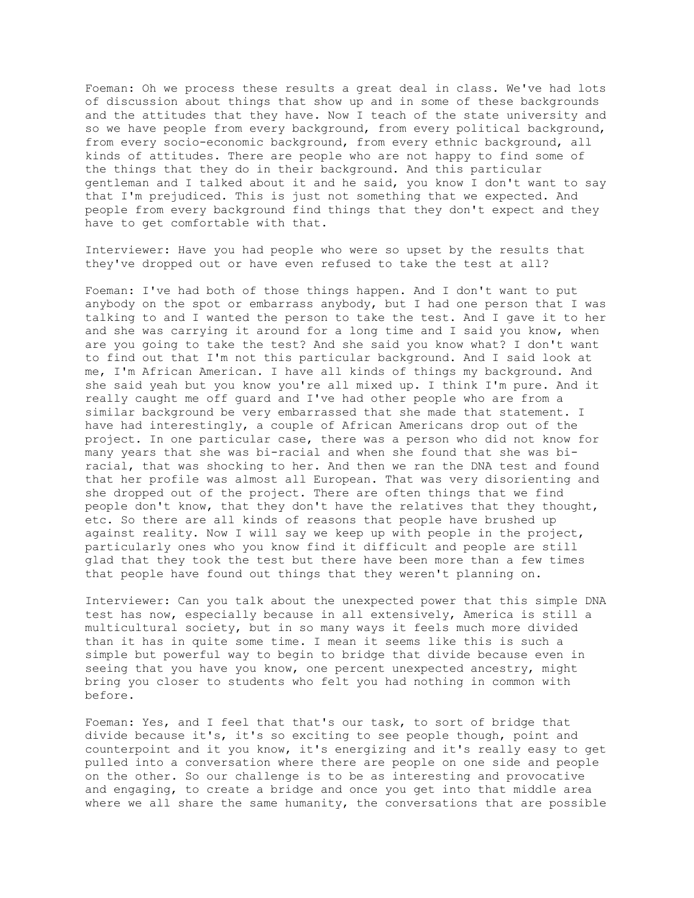Foeman: Oh we process these results a great deal in class. We've had lots of discussion about things that show up and in some of these backgrounds and the attitudes that they have. Now I teach of the state university and so we have people from every background, from every political background, from every socio-economic background, from every ethnic background, all kinds of attitudes. There are people who are not happy to find some of the things that they do in their background. And this particular gentleman and I talked about it and he said, you know I don't want to say that I'm prejudiced. This is just not something that we expected. And people from every background find things that they don't expect and they have to get comfortable with that.

Interviewer: Have you had people who were so upset by the results that they've dropped out or have even refused to take the test at all?

Foeman: I've had both of those things happen. And I don't want to put anybody on the spot or embarrass anybody, but I had one person that I was talking to and I wanted the person to take the test. And I gave it to her and she was carrying it around for a long time and I said you know, when are you going to take the test? And she said you know what? I don't want to find out that I'm not this particular background. And I said look at me, I'm African American. I have all kinds of things my background. And she said yeah but you know you're all mixed up. I think I'm pure. And it really caught me off guard and I've had other people who are from a similar background be very embarrassed that she made that statement. I have had interestingly, a couple of African Americans drop out of the project. In one particular case, there was a person who did not know for many years that she was bi-racial and when she found that she was bi-racial, that was shocking to her. And then we ran the DNA test and found that her profile was almost all European. That was very disorienting and she dropped out of the project. There are often things that we find people don't know, that they don't have the relatives that they thought, etc. So there are all kinds of reasons that people have brushed up against reality. Now I will say we keep up with people in the project, particularly ones who you know find it difficult and people are still glad that they took the test but there have been more than a few times that people have found out things that they weren't planning on.

Interviewer: Can you talk about the unexpected power that this simple DNA test has now, especially because in all extensively, America is still a multicultural society, but in so many ways it feels much more divided than it has in quite some time. I mean it seems like this is such a simple but powerful way to begin to bridge that divide because even in seeing that you have you know, one percent unexpected ancestry, might bring you closer to students who felt you had nothing in common with before.

Foeman: Yes, and I feel that that's our task, to sort of bridge that divide because it's, it's so exciting to see people though, point and counterpoint and it you know, it's energizing and it's really easy to get pulled into a conversation where there are people on one side and people on the other. So our challenge is to be as interesting and provocative and engaging, to create a bridge and once you get into that middle area where we all share the same humanity, the conversations that are possible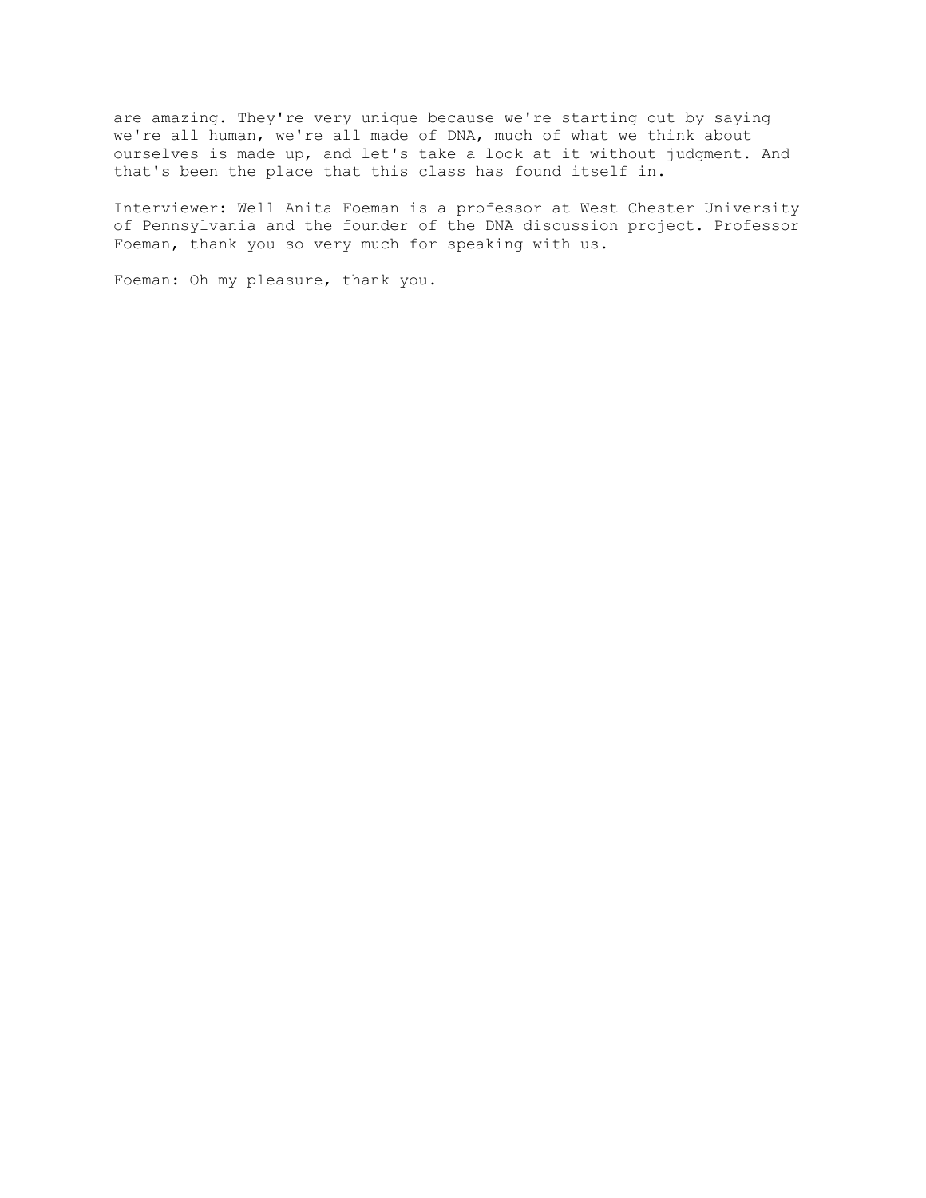are amazing. They're very unique because we're starting out by saying we're all human, we're all made of DNA, much of what we think about ourselves is made up, and let's take a look at it without judgment. And that's been the place that this class has found itself in.

Interviewer: Well Anita Foeman is a professor at West Chester University of Pennsylvania and the founder of the DNA discussion project. Professor Foeman, thank you so very much for speaking with us.

Foeman: Oh my pleasure, thank you.